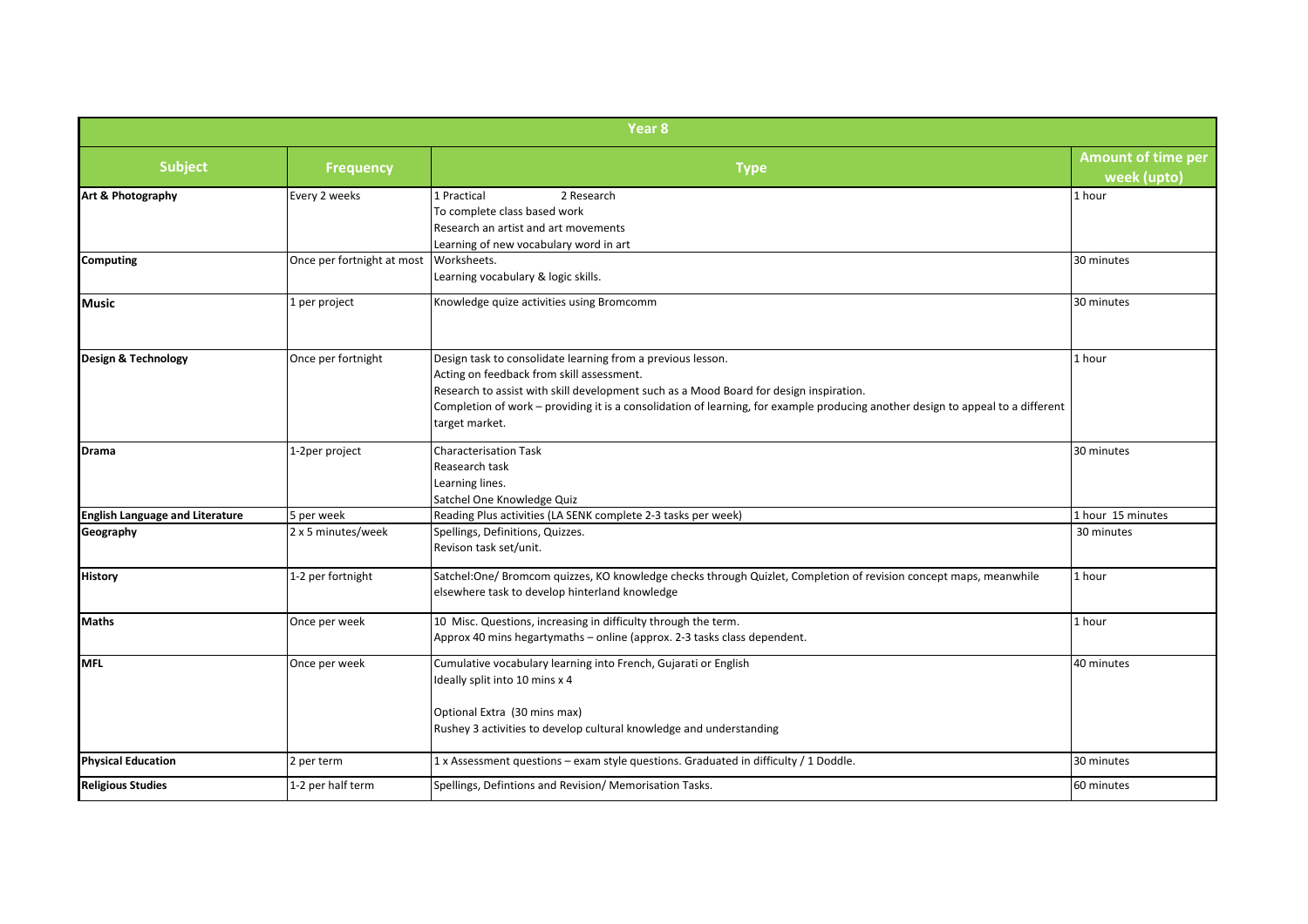| Year 8 | | | |
|---|---|---|---|
| **Subject** | **Frequency** | **Type** | **Amount of time per week (upto)** |
| **Art & Photography** | Every 2 weeks | 1 Practical 2 Research<br>To complete class based work<br>Research an artist and art movements<br>Learning of new vocabulary word in art | 1 hour |
| **Computing** | Once per fortnight at most | Worksheets.<br>Learning vocabulary & logic skills. | 30 minutes |
| **Music** | 1 per project | Knowledge quize activities using Bromcomm | 30 minutes |
| **Design & Technology** | Once per fortnight | Design task to consolidate learning from a previous lesson.<br>Acting on feedback from skill assessment.<br>Research to assist with skill development such as a Mood Board for design inspiration.<br>Completion of work – providing it is a consolidation of learning, for example producing another design to appeal to a different target market. | 1 hour |
| **Drama** | 1-2per project | Characterisation Task<br>Reasearch task<br>Learning lines.<br>Satchel One Knowledge Quiz | 30 minutes |
| **English Language and Literature** | 5 per week | Reading Plus activities (LA SENK complete 2-3 tasks per week) | 1 hour 15 minutes |
| **Geography** | 2 x 5 minutes/week | Spellings, Definitions, Quizzes.<br>Revison task set/unit. | 30 minutes |
| **History** | 1-2 per fortnight | Satchel:One/ Bromcom quizzes, KO knowledge checks through Quizlet, Completion of revision concept maps, meanwhile elsewhere task to develop hinterland knowledge | 1 hour |
| **Maths** | Once per week | 10 Misc. Questions, increasing in difficulty through the term.<br>Approx 40 mins hegartymaths – online (approx. 2-3 tasks class dependent. | 1 hour |
| **MFL** | Once per week | Cumulative vocabulary learning into French, Gujarati or English<br>Ideally split into 10 mins x 4<br><br>Optional Extra (30 mins max)<br>Rushey 3 activities to develop cultural knowledge and understanding | 40 minutes |
| **Physical Education** | 2 per term | 1 x Assessment questions – exam style questions. Graduated in difficulty / 1 Doddle. | 30 minutes |
| **Religious Studies** | 1-2 per half term | Spellings, Defintions and Revision/ Memorisation Tasks. | 60 minutes |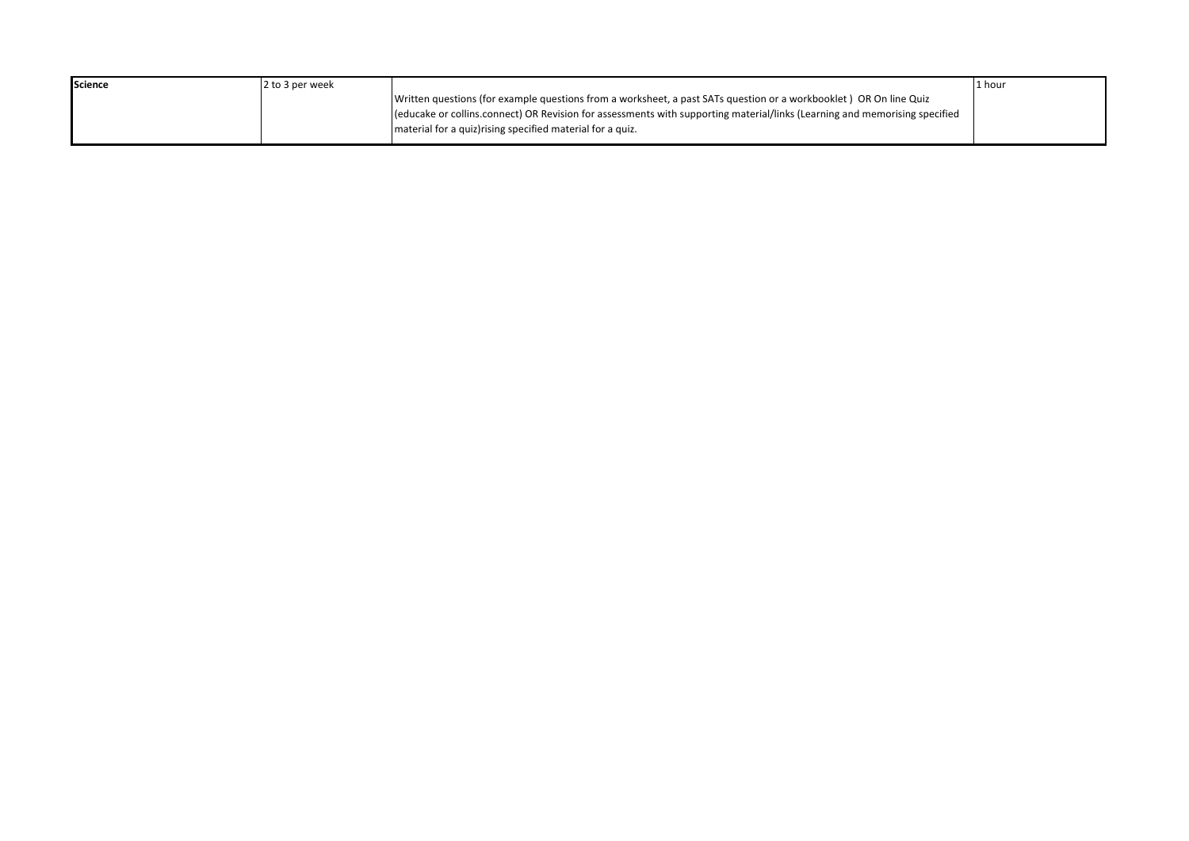| | | | |
|---|---|---|---|
| **Science** | 2 to 3 per week | Written questions (for example questions from a worksheet, a past SATs question or a workbooklet ) OR On line Quiz (educake or collins.connect) OR Revision for assessments with supporting material/links (Learning and memorising specified material for a quiz)rising specified material for a quiz. | 1 hour |